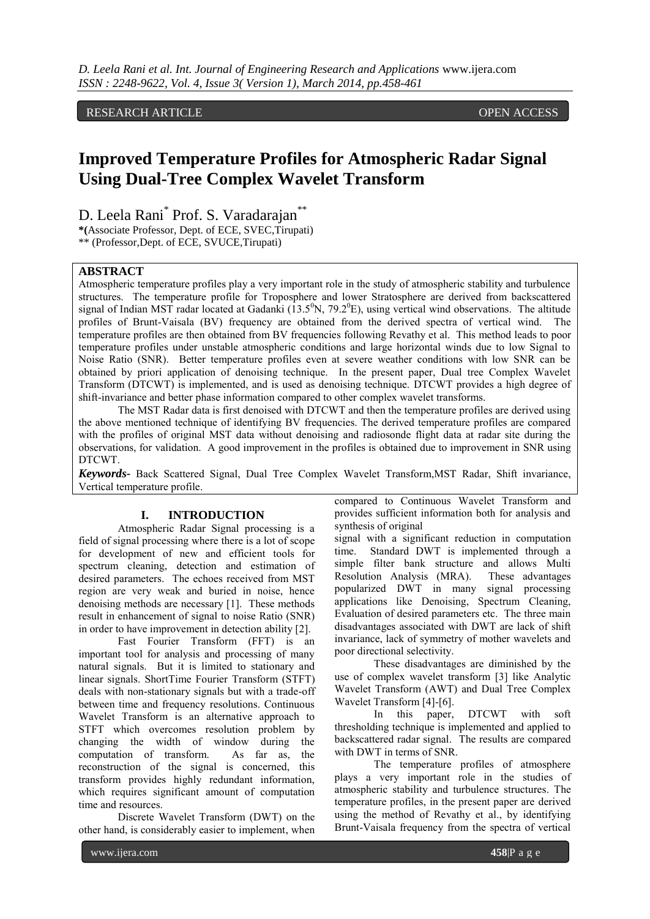RESEARCH ARTICLE OPEN ACCESS

# Improved Temperature Profiles for Atmospheric Radar Signal Using Dual-Tree Complex Wavelet Transform

D. Leela Rani[*] Prof. S. Varadarajan[**]

*(Associate Professor, Dept. of ECE, SVEC,Tirupati)
** (Professor,Dept. of ECE, SVUCE,Tirupati)

## ABSTRACT

Atmospheric temperature profiles play a very important role in the study of atmospheric stability and turbulence structures. The temperature profile for Troposphere and lower Stratosphere are derived from backscattered signal of Indian MST radar located at Gadanki ($13.5^0$N, $79.2^0$E), using vertical wind observations. The altitude profiles of Brunt-Vaisala (BV) frequency are obtained from the derived spectra of vertical wind. The temperature profiles are then obtained from BV frequencies following Revathy et al. This method leads to poor temperature profiles under unstable atmospheric conditions and large horizontal winds due to low Signal to Noise Ratio (SNR). Better temperature profiles even at severe weather conditions with low SNR can be obtained by priori application of denoising technique. In the present paper, Dual tree Complex Wavelet Transform (DTCWT) is implemented, and is used as denoising technique. DTCWT provides a high degree of shift-invariance and better phase information compared to other complex wavelet transforms.

The MST Radar data is first denoised with DTCWT and then the temperature profiles are derived using the above mentioned technique of identifying BV frequencies. The derived temperature profiles are compared with the profiles of original MST data without denoising and radiosonde flight data at radar site during the observations, for validation. A good improvement in the profiles is obtained due to improvement in SNR using DTCWT.

***Keywords-*** Back Scattered Signal, Dual Tree Complex Wavelet Transform,MST Radar, Shift invariance, Vertical temperature profile.

## I. INTRODUCTION

Atmospheric Radar Signal processing is a field of signal processing where there is a lot of scope for development of new and efficient tools for spectrum cleaning, detection and estimation of desired parameters. The echoes received from MST region are very weak and buried in noise, hence denoising methods are necessary [1]. These methods result in enhancement of signal to noise Ratio (SNR) in order to have improvement in detection ability [2].

Fast Fourier Transform (FFT) is an important tool for analysis and processing of many natural signals. But it is limited to stationary and linear signals. ShortTime Fourier Transform (STFT) deals with non-stationary signals but with a trade-off between time and frequency resolutions. Continuous Wavelet Transform is an alternative approach to STFT which overcomes resolution problem by changing the width of window during the computation of transform. As far as, the reconstruction of the signal is concerned, this transform provides highly redundant information, which requires significant amount of computation time and resources.

Discrete Wavelet Transform (DWT) on the other hand, is considerably easier to implement, when compared to Continuous Wavelet Transform and provides sufficient information both for analysis and synthesis of original signal with a significant reduction in computation time. Standard DWT is implemented through a simple filter bank structure and allows Multi Resolution Analysis (MRA). These advantages popularized DWT in many signal processing applications like Denoising, Spectrum Cleaning, Evaluation of desired parameters etc. The three main disadvantages associated with DWT are lack of shift invariance, lack of symmetry of mother wavelets and poor directional selectivity.

These disadvantages are diminished by the use of complex wavelet transform [3] like Analytic Wavelet Transform (AWT) and Dual Tree Complex Wavelet Transform [4]-[6].

In this paper, DTCWT with soft thresholding technique is implemented and applied to backscattered radar signal. The results are compared with DWT in terms of SNR.

The temperature profiles of atmosphere plays a very important role in the studies of atmospheric stability and turbulence structures. The temperature profiles, in the present paper are derived using the method of Revathy et al., by identifying Brunt-Vaisala frequency from the spectra of vertical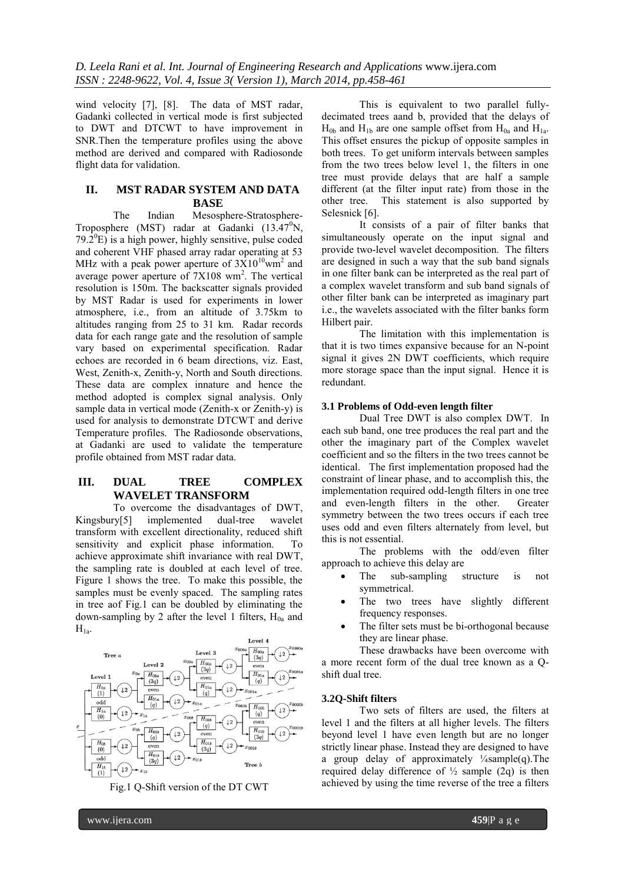wind velocity [7], [8]. The data of MST radar, Gadanki collected in vertical mode is first subjected to DWT and DTCWT to have improvement in SNR.Then the temperature profiles using the above method are derived and compared with Radiosonde flight data for validation.

## II. MST RADAR SYSTEM AND DATA BASE

The Indian Mesosphere-Stratosphere-Troposphere (MST) radar at Gadanki ($13.47^0$N, $79.2^0$E) is a high power, highly sensitive, pulse coded and coherent VHF phased array radar operating at 53 MHz with a peak power aperture of $3X10^{10}$wm$^2$ and average power aperture of 7X108 wm$^2$. The vertical resolution is 150m. The backscatter signals provided by MST Radar is used for experiments in lower atmosphere, i.e., from an altitude of 3.75km to altitudes ranging from 25 to 31 km. Radar records data for each range gate and the resolution of sample vary based on experimental specification. Radar echoes are recorded in 6 beam directions, viz. East, West, Zenith-x, Zenith-y, North and South directions. These data are complex innature and hence the method adopted is complex signal analysis. Only sample data in vertical mode (Zenith-x or Zenith-y) is used for analysis to demonstrate DTCWT and derive Temperature profiles. The Radiosonde observations, at Gadanki are used to validate the temperature profile obtained from MST radar data.

## III. DUAL TREE COMPLEX WAVELET TRANSFORM

To overcome the disadvantages of DWT, Kingsbury[5] implemented dual-tree wavelet transform with excellent directionality, reduced shift sensitivity and explicit phase information. To achieve approximate shift invariance with real DWT, the sampling rate is doubled at each level of tree. Figure 1 shows the tree. To make this possible, the samples must be evenly spaced. The sampling rates in tree aof Fig.1 can be doubled by eliminating the down-sampling by 2 after the level 1 filters, $H_{0a}$ and $H_{1a}$.

Fig.1 Q-Shift version of the DT CWT

This is equivalent to two parallel fully-decimated trees aand b, provided that the delays of $H_{0b}$ and $H_{1b}$ are one sample offset from $H_{0a}$ and $H_{1a}$. This offset ensures the pickup of opposite samples in both trees. To get uniform intervals between samples from the two trees below level 1, the filters in one tree must provide delays that are half a sample different (at the filter input rate) from those in the other tree. This statement is also supported by Selesnick [6].

It consists of a pair of filter banks that simultaneously operate on the input signal and provide two-level wavelet decomposition. The filters are designed in such a way that the sub band signals in one filter bank can be interpreted as the real part of a complex wavelet transform and sub band signals of other filter bank can be interpreted as imaginary part i.e., the wavelets associated with the filter banks form Hilbert pair.

The limitation with this implementation is that it is two times expansive because for an N-point signal it gives 2N DWT coefficients, which require more storage space than the input signal. Hence it is redundant.

### 3.1 Problems of Odd-even length filter

Dual Tree DWT is also complex DWT. In each sub band, one tree produces the real part and the other the imaginary part of the Complex wavelet coefficient and so the filters in the two trees cannot be identical. The first implementation proposed had the constraint of linear phase, and to accomplish this, the implementation required odd-length filters in one tree and even-length filters in the other. Greater symmetry between the two trees occurs if each tree uses odd and even filters alternately from level, but this is not essential.

The problems with the odd/even filter approach to achieve this delay are

- The sub-sampling structure is not symmetrical.
- The two trees have slightly different frequency responses.
- The filter sets must be bi-orthogonal because they are linear phase.

These drawbacks have been overcome with a more recent form of the dual tree known as a Q-shift dual tree.

### 3.2Q-Shift filters

Two sets of filters are used, the filters at level 1 and the filters at all higher levels. The filters beyond level 1 have even length but are no longer strictly linear phase. Instead they are designed to have a group delay of approximately ¼sample(q).The required delay difference of ½ sample (2q) is then achieved by using the time reverse of the tree a filters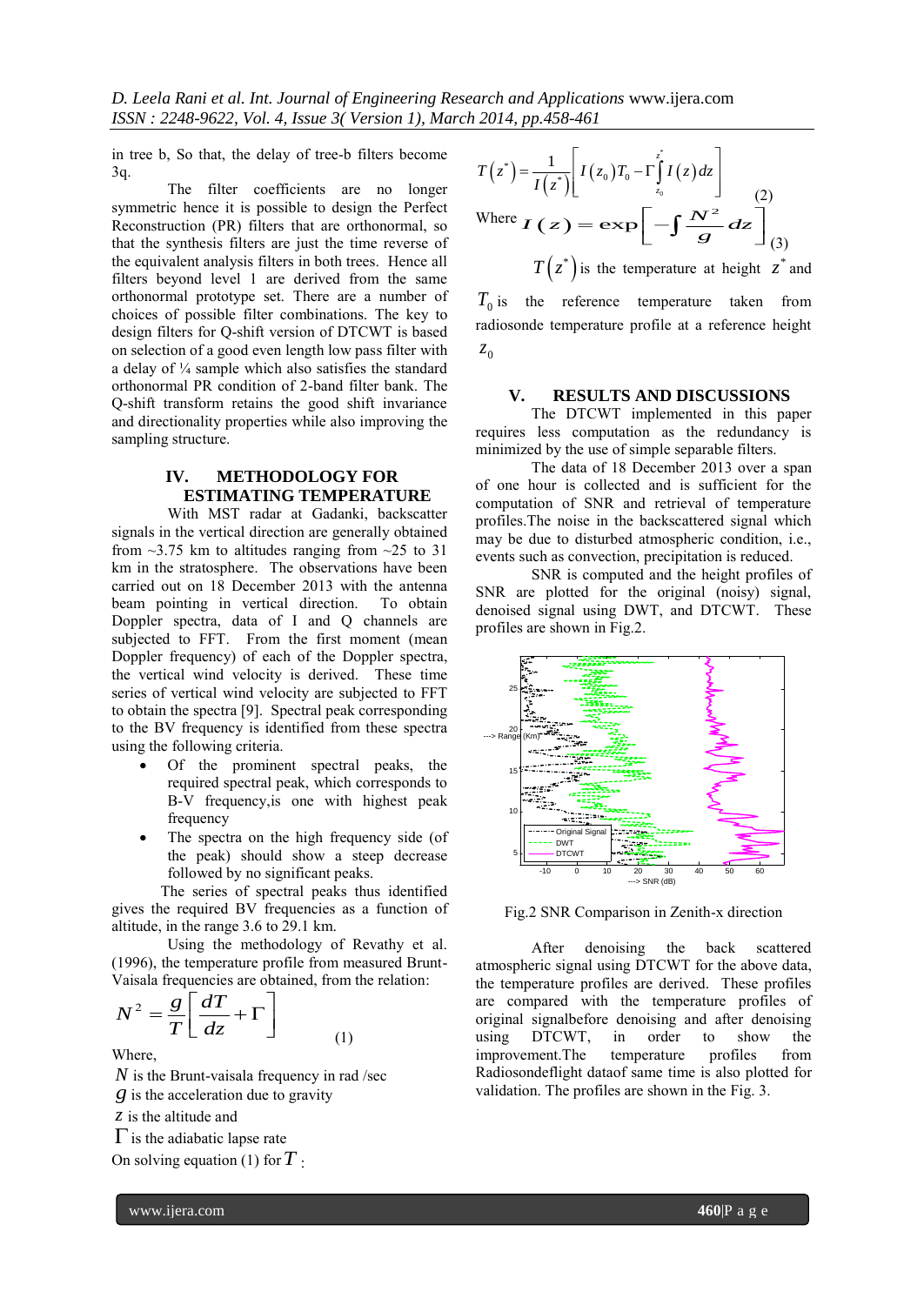in tree b, So that, the delay of tree-b filters become 3q.

The filter coefficients are no longer symmetric hence it is possible to design the Perfect Reconstruction (PR) filters that are orthonormal, so that the synthesis filters are just the time reverse of the equivalent analysis filters in both trees. Hence all filters beyond level 1 are derived from the same orthonormal prototype set. There are a number of choices of possible filter combinations. The key to design filters for Q-shift version of DTCWT is based on selection of a good even length low pass filter with a delay of ¼ sample which also satisfies the standard orthonormal PR condition of 2-band filter bank. The Q-shift transform retains the good shift invariance and directionality properties while also improving the sampling structure.

## IV. METHODOLOGY FOR ESTIMATING TEMPERATURE

With MST radar at Gadanki, backscatter signals in the vertical direction are generally obtained from ~3.75 km to altitudes ranging from ~25 to 31 km in the stratosphere. The observations have been carried out on 18 December 2013 with the antenna beam pointing in vertical direction. To obtain Doppler spectra, data of I and Q channels are subjected to FFT. From the first moment (mean Doppler frequency) of each of the Doppler spectra, the vertical wind velocity is derived. These time series of vertical wind velocity are subjected to FFT to obtain the spectra [9]. Spectral peak corresponding to the BV frequency is identified from these spectra using the following criteria.

- Of the prominent spectral peaks, the required spectral peak, which corresponds to B-V frequency,is one with highest peak frequency
- The spectra on the high frequency side (of the peak) should show a steep decrease followed by no significant peaks.

The series of spectral peaks thus identified gives the required BV frequencies as a function of altitude, in the range 3.6 to 29.1 km.

Using the methodology of Revathy et al. (1996), the temperature profile from measured Brunt-Vaisala frequencies are obtained, from the relation:

$$N^2 = \frac{g}{T}\left[\frac{dT}{dz} + \Gamma\right] \quad (1)$$

Where,

$N$ is the Brunt-vaisala frequency in rad /sec

$g$ is the acceleration due to gravity

$z$ is the altitude and

$\Gamma$ is the adiabatic lapse rate

On solving equation (1) for $T$ :

$$T\left(z^*\right) = \frac{1}{I\left(z^*\right)}\left[I\left(z_0\right)T_0 - \Gamma\int_{z_0}^{z^*} I\left(z\right)dz\right] \quad (2)$$

Where $I(z) = \exp\left[-\int \frac{N^2}{g}dz\right]$ (3)

$T\left(z^*\right)$ is the temperature at height $z^*$ and $T_0$ is the reference temperature taken from radiosonde temperature profile at a reference height $z_0$

## V. RESULTS AND DISCUSSIONS

The DTCWT implemented in this paper requires less computation as the redundancy is minimized by the use of simple separable filters.

The data of 18 December 2013 over a span of one hour is collected and is sufficient for the computation of SNR and retrieval of temperature profiles.The noise in the backscattered signal which may be due to disturbed atmospheric condition, i.e., events such as convection, precipitation is reduced.

SNR is computed and the height profiles of SNR are plotted for the original (noisy) signal, denoised signal using DWT, and DTCWT. These profiles are shown in Fig.2.

Fig.2 SNR Comparison in Zenith-x direction

After denoising the back scattered atmospheric signal using DTCWT for the above data, the temperature profiles are derived. These profiles are compared with the temperature profiles of original signalbefore denoising and after denoising using DTCWT, in order to show the improvement.The temperature profiles from Radiosondeflight dataof same time is also plotted for validation. The profiles are shown in the Fig. 3.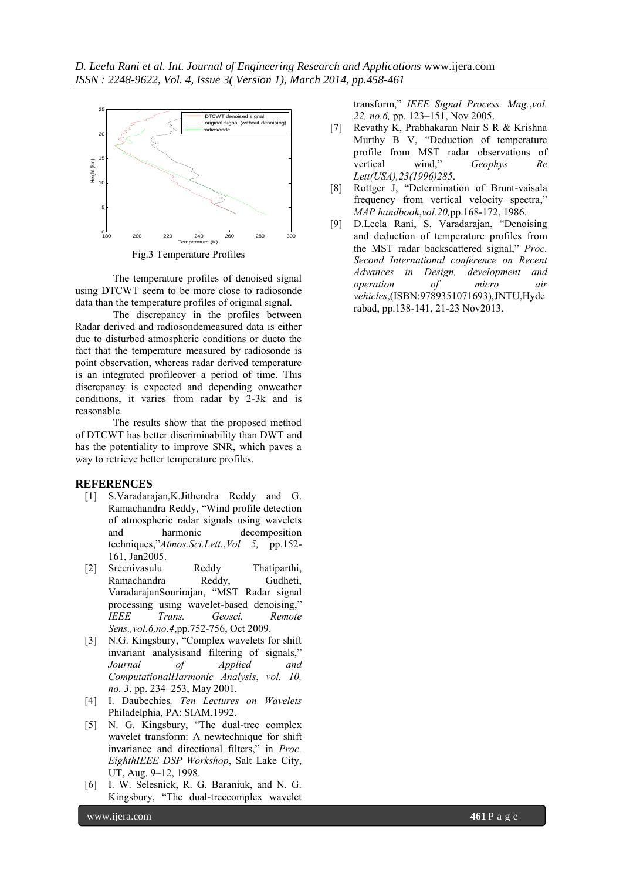25
20
15
10
5
0
Height (km)
180 200 220 240 260 280 300
Temperature (K)
DTCWT denoised signal
original signal (without denoising)
radiosonde

Fig.3 Temperature Profiles

The temperature profiles of denoised signal using DTCWT seem to be more close to radiosonde data than the temperature profiles of original signal.

The discrepancy in the profiles between Radar derived and radiosondemeasured data is either due to disturbed atmospheric conditions or dueto the fact that the temperature measured by radiosonde is point observation, whereas radar derived temperature is an integrated profileover a period of time. This discrepancy is expected and depending onweather conditions, it varies from radar by 2-3k and is reasonable.

The results show that the proposed method of DTCWT has better discriminability than DWT and has the potentiality to improve SNR, which paves a way to retrieve better temperature profiles.

## REFERENCES

[1] S.Varadarajan,K.Jithendra Reddy and G. Ramachandra Reddy, "Wind profile detection of atmospheric radar signals using wavelets and harmonic decomposition techniques,"*Atmos.Sci.Lett.*,*Vol 5,* pp.152-161, Jan2005.

[2] Sreenivasulu Reddy Thatiparthi, Ramachandra Reddy, Gudheti, VaradarajanSourirajan, "MST Radar signal processing using wavelet-based denoising," *IEEE Trans. Geosci. Remote Sens.,vol.6,no.4*,pp.752-756, Oct 2009.

[3] N.G. Kingsbury, "Complex wavelets for shift invariant analysisand filtering of signals," *Journal of Applied and ComputationalHarmonic Analysis*, *vol. 10, no. 3*, pp. 234–253, May 2001.

[4] I. Daubechies*, Ten Lectures on Wavelets* Philadelphia, PA: SIAM,1992.

[5] N. G. Kingsbury, "The dual-tree complex wavelet transform: A newtechnique for shift invariance and directional filters," in *Proc. EighthIEEE DSP Workshop*, Salt Lake City, UT, Aug. 9–12, 1998.

[6] I. W. Selesnick, R. G. Baraniuk, and N. G. Kingsbury, "The dual-treecomplex wavelet transform," *IEEE Signal Process. Mag.*,*vol. 22, no.6,* pp. 123–151, Nov 2005.

[7] Revathy K, Prabhakaran Nair S R & Krishna Murthy B V, "Deduction of temperature profile from MST radar observations of vertical wind," *Geophys Re Lett(USA),23(1996)285*.

[8] Rottger J, "Determination of Brunt-vaisala frequency from vertical velocity spectra," *MAP handbook*,*vol.20,*pp.168-172, 1986.

[9] D.Leela Rani, S. Varadarajan, "Denoising and deduction of temperature profiles from the MST radar backscattered signal," *Proc. Second International conference on Recent Advances in Design, development and operation of micro air vehicles*,(ISBN:9789351071693),JNTU,Hyderabad, pp.138-141, 21-23 Nov2013.